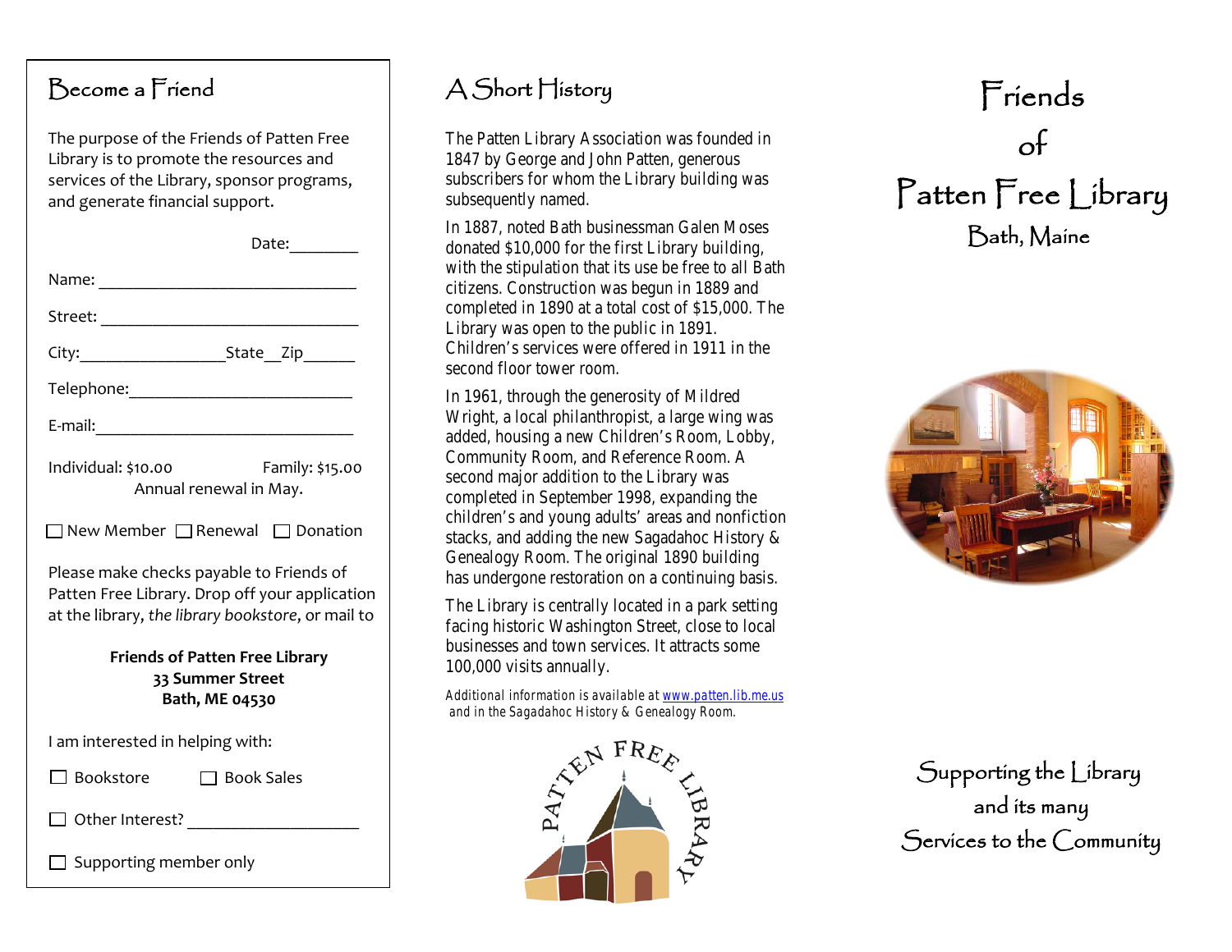## Become a Friend

The purpose of the Friends of Patten Free Library is to promote the resources and services of the Library, sponsor programs, and generate financial support.

Date:________

Name: ______________________________

Street: ______________________________

City:________________State__Zip______

Telephone:_________________________

E-mail:______________________________

Individual: $10.00 Family: $15.00
Annual renewal in May.

☐ New Member ☐ Renewal ☐ Donation

Please make checks payable to Friends of Patten Free Library. Drop off your application at the library, *the library bookstore*, or mail to

**Friends of Patten Free Library**
**33 Summer Street**
**Bath, ME 04530**

I am interested in helping with:

☐ Bookstore ☐ Book Sales

☐ Other Interest? ___________________

☐ Supporting member only

## A Short History

The Patten Library Association was founded in 1847 by George and John Patten, generous subscribers for whom the Library building was subsequently named.

In 1887, noted Bath businessman Galen Moses donated $10,000 for the first Library building, with the stipulation that its use be free to all Bath citizens. Construction was begun in 1889 and completed in 1890 at a total cost of $15,000. The Library was open to the public in 1891. Children's services were offered in 1911 in the second floor tower room.

In 1961, through the generosity of Mildred Wright, a local philanthropist, a large wing was added, housing a new Children's Room, Lobby, Community Room, and Reference Room. A second major addition to the Library was completed in September 1998, expanding the children's and young adults' areas and nonfiction stacks, and adding the new Sagadahoc History & Genealogy Room. The original 1890 building has undergone restoration on a continuing basis.

The Library is centrally located in a park setting facing historic Washington Street, close to local businesses and town services. It attracts some 100,000 visits annually.

*Additional information is available at [www.patten.lib.me.us](http://www.patten.lib.me.us) and in the Sagadahoc History & Genealogy Room.*

PATTEN FREE LIBRARY

# Friends of Patten Free Library

## Bath, Maine

Supporting the Library
and its many
Services to the Community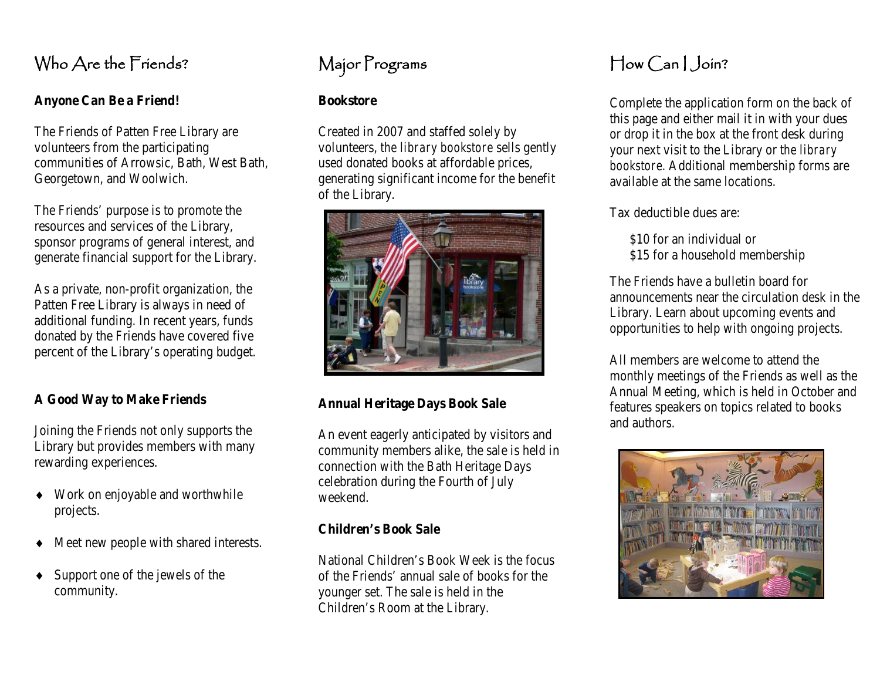## Who Are the Friends?

**Anyone Can Be a Friend!**

The Friends of Patten Free Library are volunteers from the participating communities of Arrowsic, Bath, West Bath, Georgetown, and Woolwich.

The Friends' purpose is to promote the resources and services of the Library, sponsor programs of general interest, and generate financial support for the Library.

As a private, non-profit organization, the Patten Free Library is always in need of additional funding. In recent years, funds donated by the Friends have covered five percent of the Library's operating budget.

**A Good Way to Make Friends**

Joining the Friends not only supports the Library but provides members with many rewarding experiences.

- Work on enjoyable and worthwhile projects.
- Meet new people with shared interests.
- Support one of the jewels of the community.

## Major Programs

**Bookstore**

Created in 2007 and staffed solely by volunteers, *the library bookstore* sells gently used donated books at affordable prices, generating significant income for the benefit of the Library.

**Annual Heritage Days Book Sale**

An event eagerly anticipated by visitors and community members alike, the sale is held in connection with the Bath Heritage Days celebration during the Fourth of July weekend.

**Children's Book Sale**

National Children's Book Week is the focus of the Friends' annual sale of books for the younger set. The sale is held in the Children's Room at the Library.

## How Can I Join?

Complete the application form on the back of this page and either mail it in with your dues or drop it in the box at the front desk during your next visit to the Library or *the library bookstore*. Additional membership forms are available at the same locations.

Tax deductible dues are:

$10 for an individual or
$15 for a household membership

The Friends have a bulletin board for announcements near the circulation desk in the Library. Learn about upcoming events and opportunities to help with ongoing projects.

All members are welcome to attend the monthly meetings of the Friends as well as the Annual Meeting, which is held in October and features speakers on topics related to books and authors.